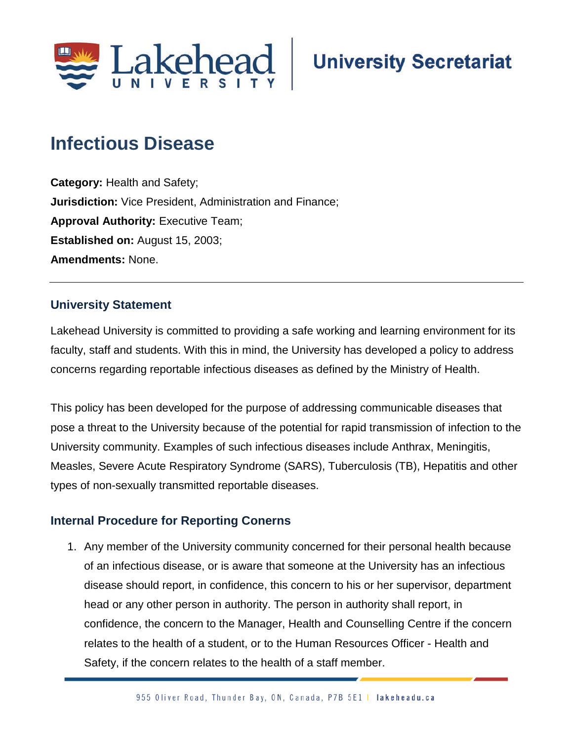University Secretariat

# Infectious Disease

**Category:** Health and Safety;
**Jurisdiction:** Vice President, Administration and Finance;
**Approval Authority:** Executive Team;
**Established on:** August 15, 2003;
**Amendments:** None.

---

## University Statement

Lakehead University is committed to providing a safe working and learning environment for its faculty, staff and students. With this in mind, the University has developed a policy to address concerns regarding reportable infectious diseases as defined by the Ministry of Health.

This policy has been developed for the purpose of addressing communicable diseases that pose a threat to the University because of the potential for rapid transmission of infection to the University community. Examples of such infectious diseases include Anthrax, Meningitis, Measles, Severe Acute Respiratory Syndrome (SARS), Tuberculosis (TB), Hepatitis and other types of non-sexually transmitted reportable diseases.

## Internal Procedure for Reporting Conerns

1. Any member of the University community concerned for their personal health because of an infectious disease, or is aware that someone at the University has an infectious disease should report, in confidence, this concern to his or her supervisor, department head or any other person in authority. The person in authority shall report, in confidence, the concern to the Manager, Health and Counselling Centre if the concern relates to the health of a student, or to the Human Resources Officer - Health and Safety, if the concern relates to the health of a staff member.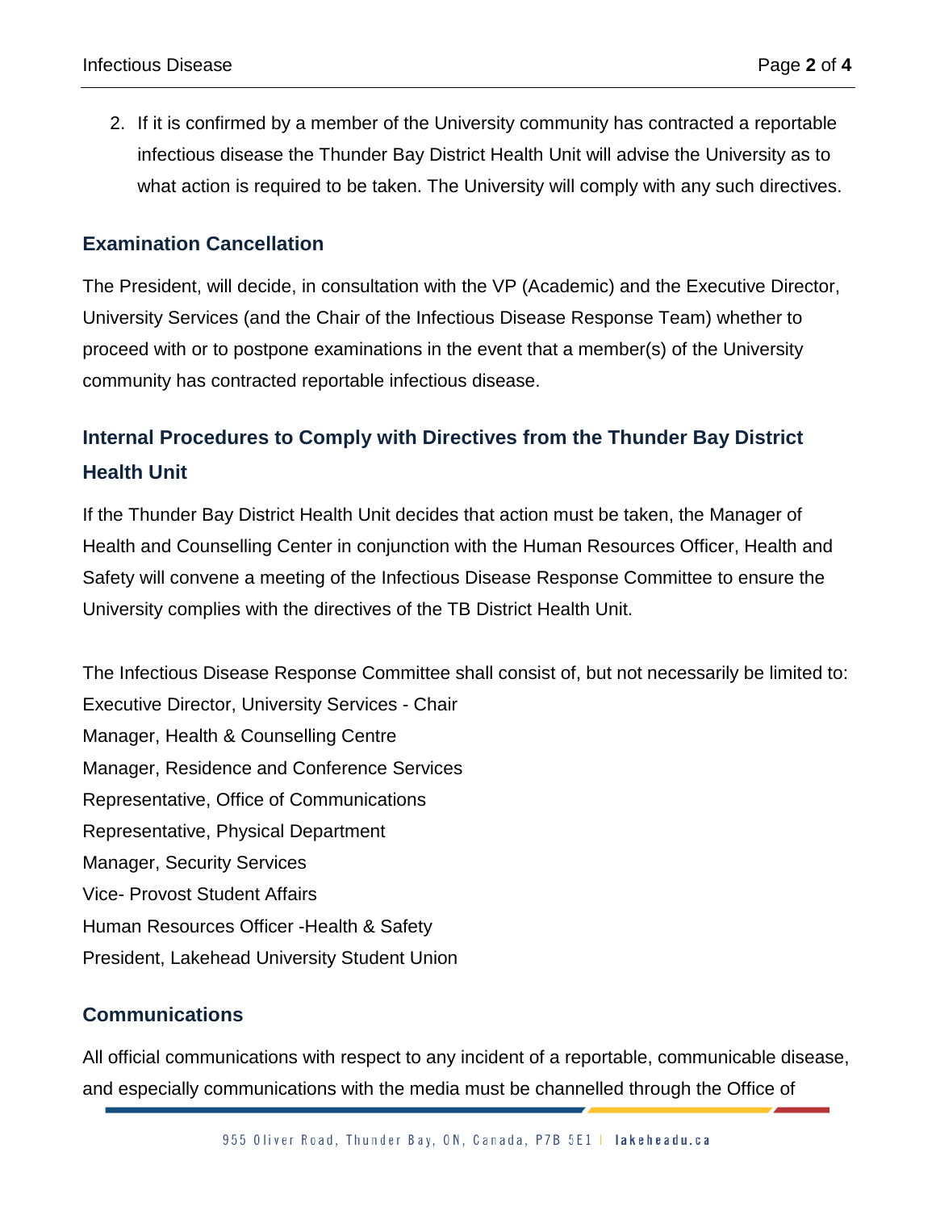2. If it is confirmed by a member of the University community has contracted a reportable infectious disease the Thunder Bay District Health Unit will advise the University as to what action is required to be taken. The University will comply with any such directives.

### Examination Cancellation

The President, will decide, in consultation with the VP (Academic) and the Executive Director, University Services (and the Chair of the Infectious Disease Response Team) whether to proceed with or to postpone examinations in the event that a member(s) of the University community has contracted reportable infectious disease.

### Internal Procedures to Comply with Directives from the Thunder Bay District Health Unit

If the Thunder Bay District Health Unit decides that action must be taken, the Manager of Health and Counselling Center in conjunction with the Human Resources Officer, Health and Safety will convene a meeting of the Infectious Disease Response Committee to ensure the University complies with the directives of the TB District Health Unit.

The Infectious Disease Response Committee shall consist of, but not necessarily be limited to:
Executive Director, University Services - Chair
Manager, Health & Counselling Centre
Manager, Residence and Conference Services
Representative, Office of Communications
Representative, Physical Department
Manager, Security Services
Vice- Provost Student Affairs
Human Resources Officer -Health & Safety
President, Lakehead University Student Union

### Communications

All official communications with respect to any incident of a reportable, communicable disease, and especially communications with the media must be channelled through the Office of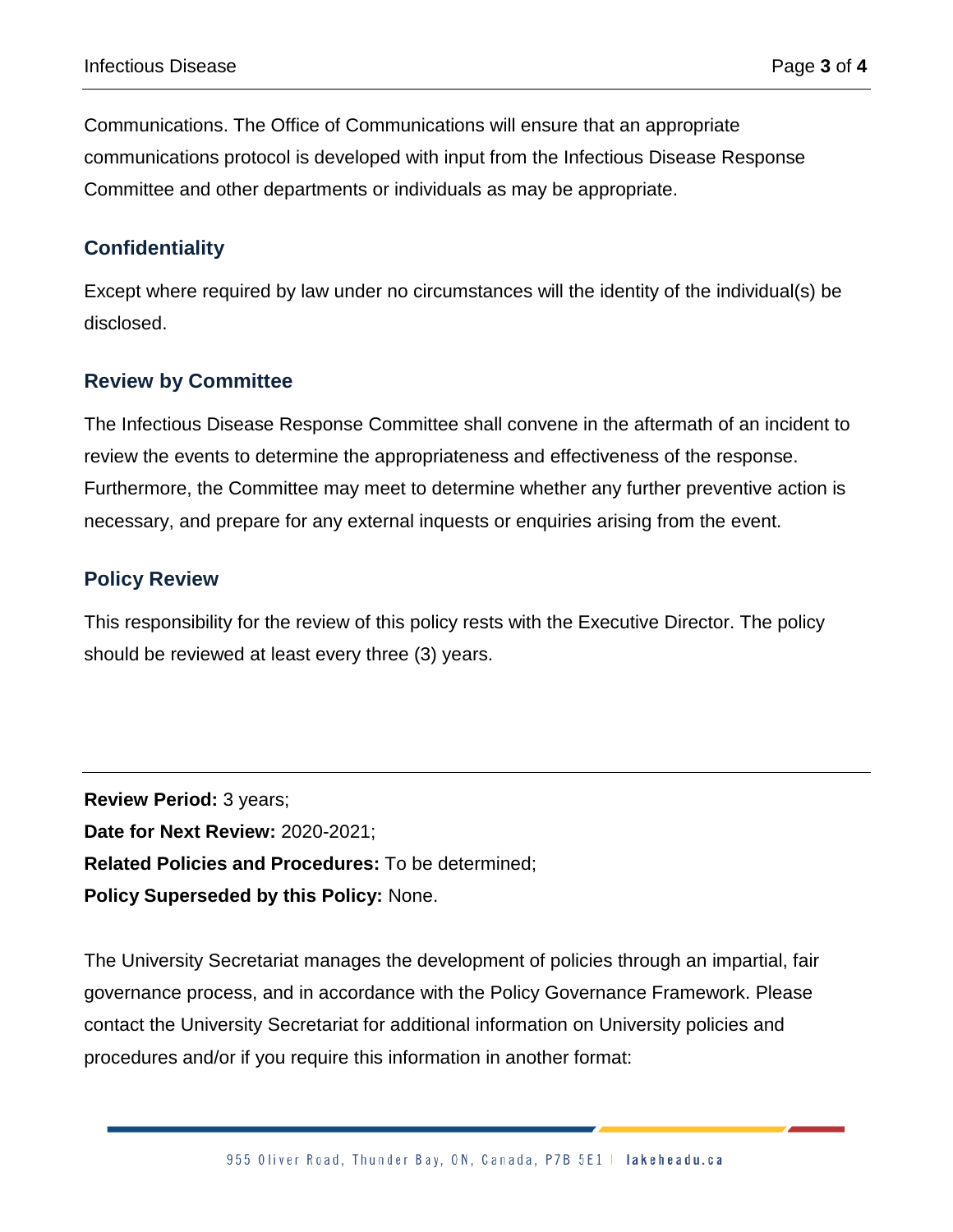Communications. The Office of Communications will ensure that an appropriate communications protocol is developed with input from the Infectious Disease Response Committee and other departments or individuals as may be appropriate.

## Confidentiality

Except where required by law under no circumstances will the identity of the individual(s) be disclosed.

## Review by Committee

The Infectious Disease Response Committee shall convene in the aftermath of an incident to review the events to determine the appropriateness and effectiveness of the response. Furthermore, the Committee may meet to determine whether any further preventive action is necessary, and prepare for any external inquests or enquiries arising from the event.

## Policy Review

This responsibility for the review of this policy rests with the Executive Director. The policy should be reviewed at least every three (3) years.

---

**Review Period:** 3 years;
**Date for Next Review:** 2020-2021;
**Related Policies and Procedures:** To be determined;
**Policy Superseded by this Policy:** None.

The University Secretariat manages the development of policies through an impartial, fair governance process, and in accordance with the Policy Governance Framework. Please contact the University Secretariat for additional information on University policies and procedures and/or if you require this information in another format: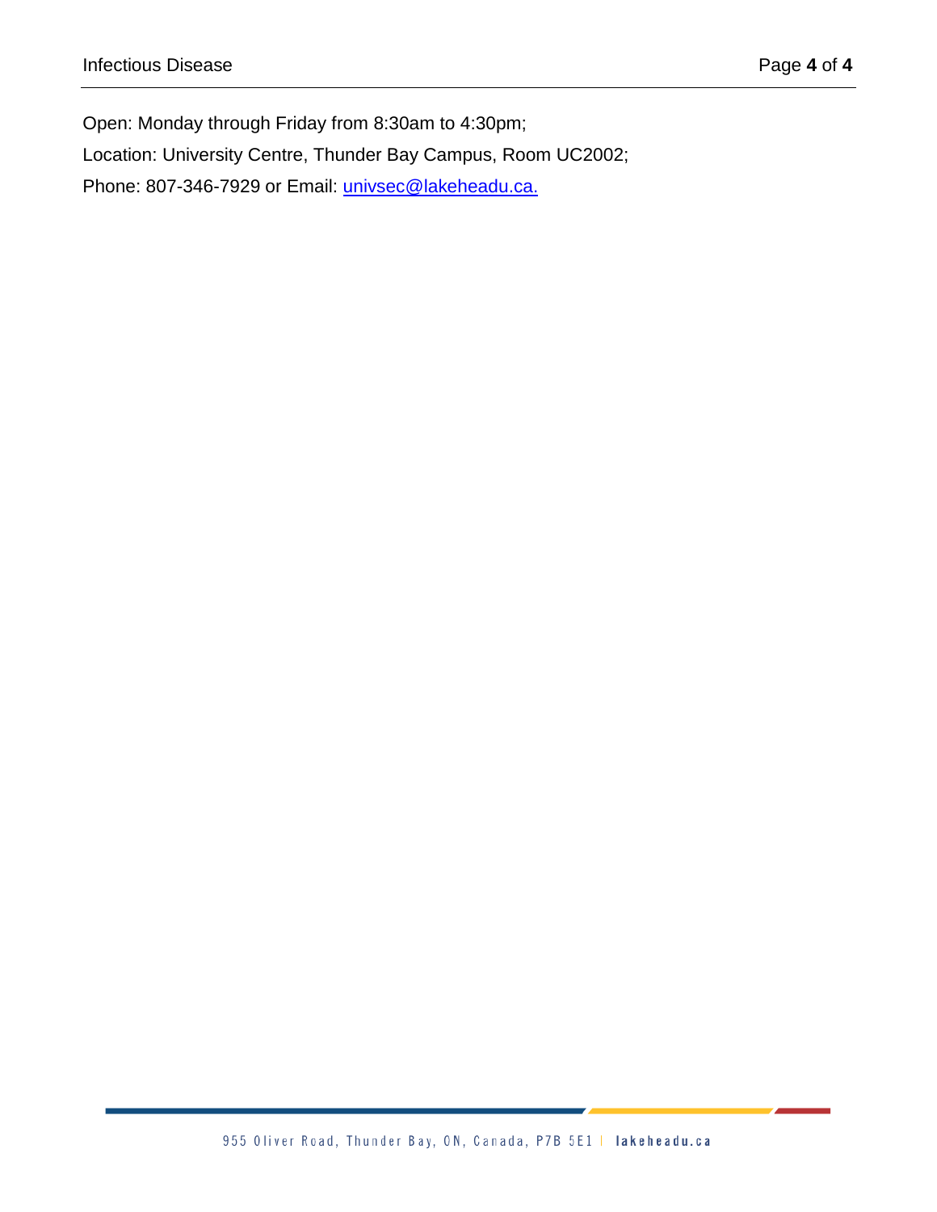Open: Monday through Friday from 8:30am to 4:30pm;

Location: University Centre, Thunder Bay Campus, Room UC2002;

Phone: 807-346-7929 or Email: [univsec@lakeheadu.ca.](mailto:univsec@lakeheadu.ca)